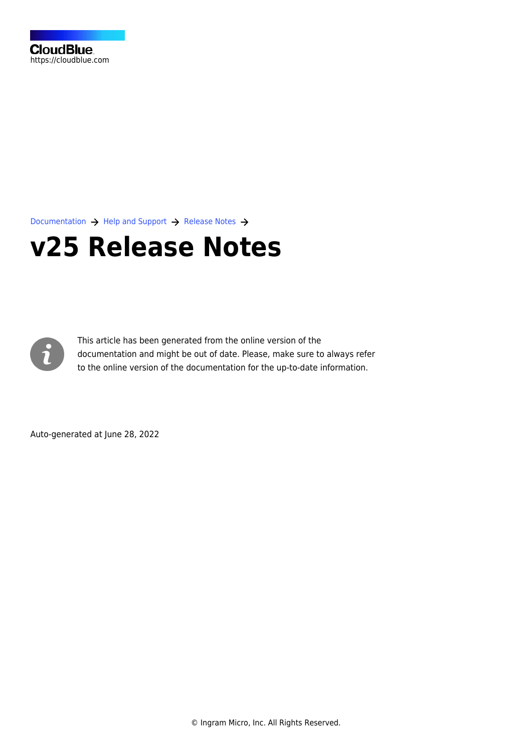CloudBlue
https://cloudblue.com

Documentation → Help and Support → Release Notes →

# v25 Release Notes

This article has been generated from the online version of the documentation and might be out of date. Please, make sure to always refer to the online version of the documentation for the up-to-date information.

Auto-generated at June 28, 2022

© Ingram Micro, Inc. All Rights Reserved.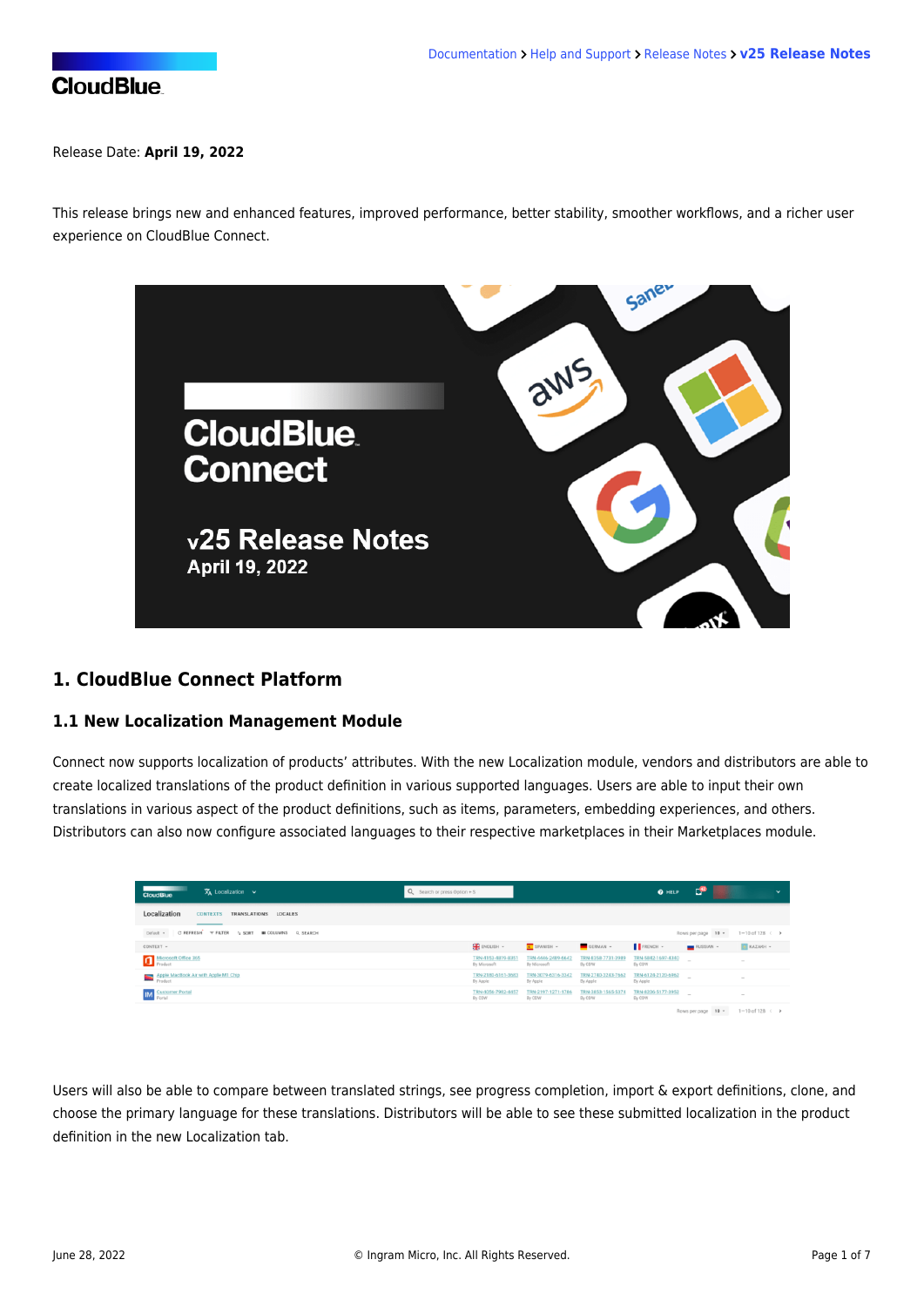Release Date: **April 19, 2022**

This release brings new and enhanced features, improved performance, better stability, smoother workflows, and a richer user experience on CloudBlue Connect.

## 1. CloudBlue Connect Platform

### 1.1 New Localization Management Module

Connect now supports localization of products' attributes. With the new Localization module, vendors and distributors are able to create localized translations of the product definition in various supported languages. Users are able to input their own translations in various aspect of the product definitions, such as items, parameters, embedding experiences, and others. Distributors can also now configure associated languages to their respective marketplaces in their Marketplaces module.

Users will also be able to compare between translated strings, see progress completion, import & export definitions, clone, and choose the primary language for these translations. Distributors will be able to see these submitted localization in the product definition in the new Localization tab.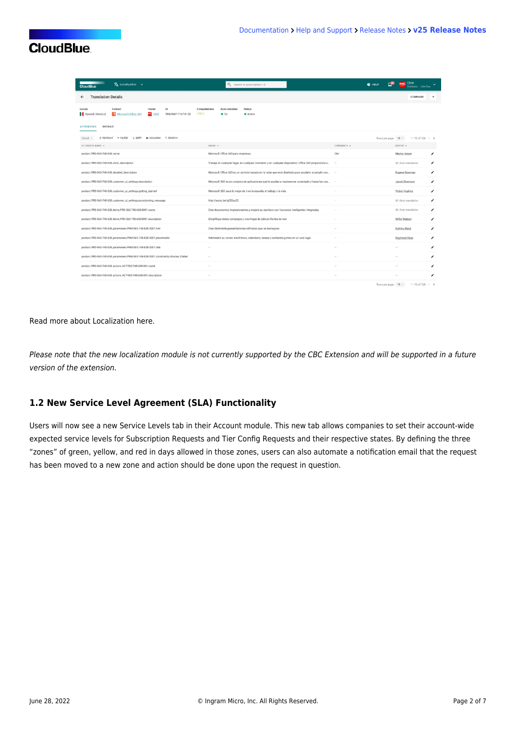Read more about Localization here.

*Please note that the new localization module is not currently supported by the CBC Extension and will be supported in a future version of the extension.*

### 1.2 New Service Level Agreement (SLA) Functionality

Users will now see a new Service Levels tab in their Account module. This new tab allows companies to set their account-wide expected service levels for Subscription Requests and Tier Config Requests and their respective states. By defining the three "zones" of green, yellow, and red in days allowed in those zones, users can also automate a notification email that the request has been moved to a new zone and action should be done upon the request in question.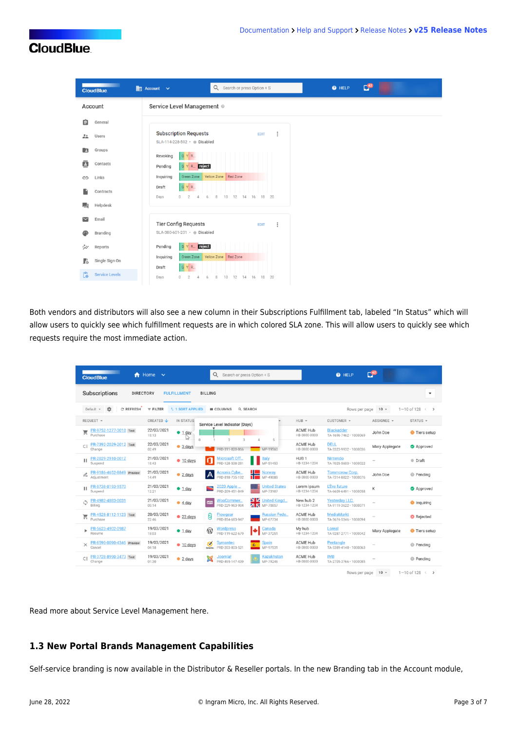Both vendors and distributors will also see a new column in their Subscriptions Fulfillment tab, labeled “In Status” which will allow users to quickly see which fulfillment requests are in which colored SLA zone. This will allow users to quickly see which requests require the most immediate action.

Read more about Service Level Management here.

### 1.3 New Portal Brands Management Capabilities

Self-service branding is now available in the Distributor & Reseller portals. In the new Branding tab in the Account module,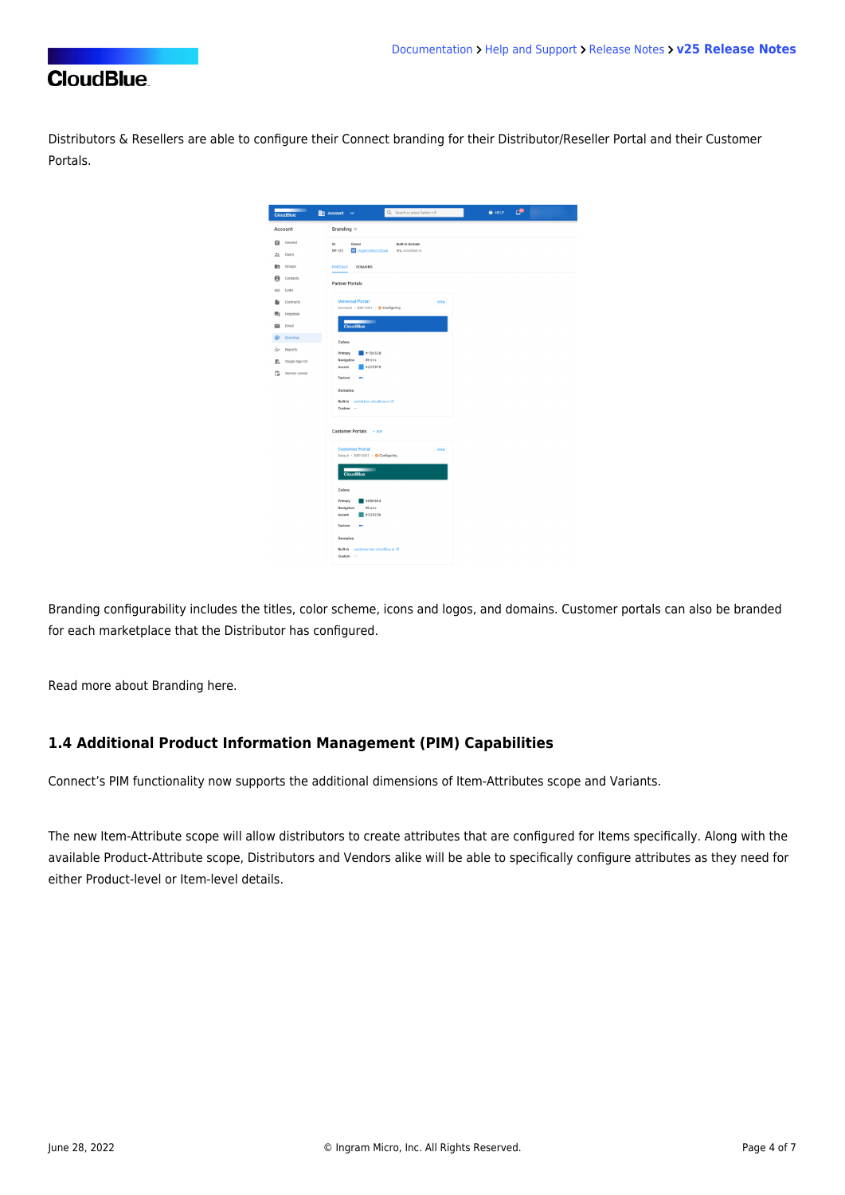Distributors & Resellers are able to configure their Connect branding for their Distributor/Reseller Portal and their Customer Portals.

Branding configurability includes the titles, color scheme, icons and logos, and domains. Customer portals can also be branded for each marketplace that the Distributor has configured.

Read more about Branding here.

### 1.4 Additional Product Information Management (PIM) Capabilities

Connect's PIM functionality now supports the additional dimensions of Item-Attributes scope and Variants.

The new Item-Attribute scope will allow distributors to create attributes that are configured for Items specifically. Along with the available Product-Attribute scope, Distributors and Vendors alike will be able to specifically configure attributes as they need for either Product-level or Item-level details.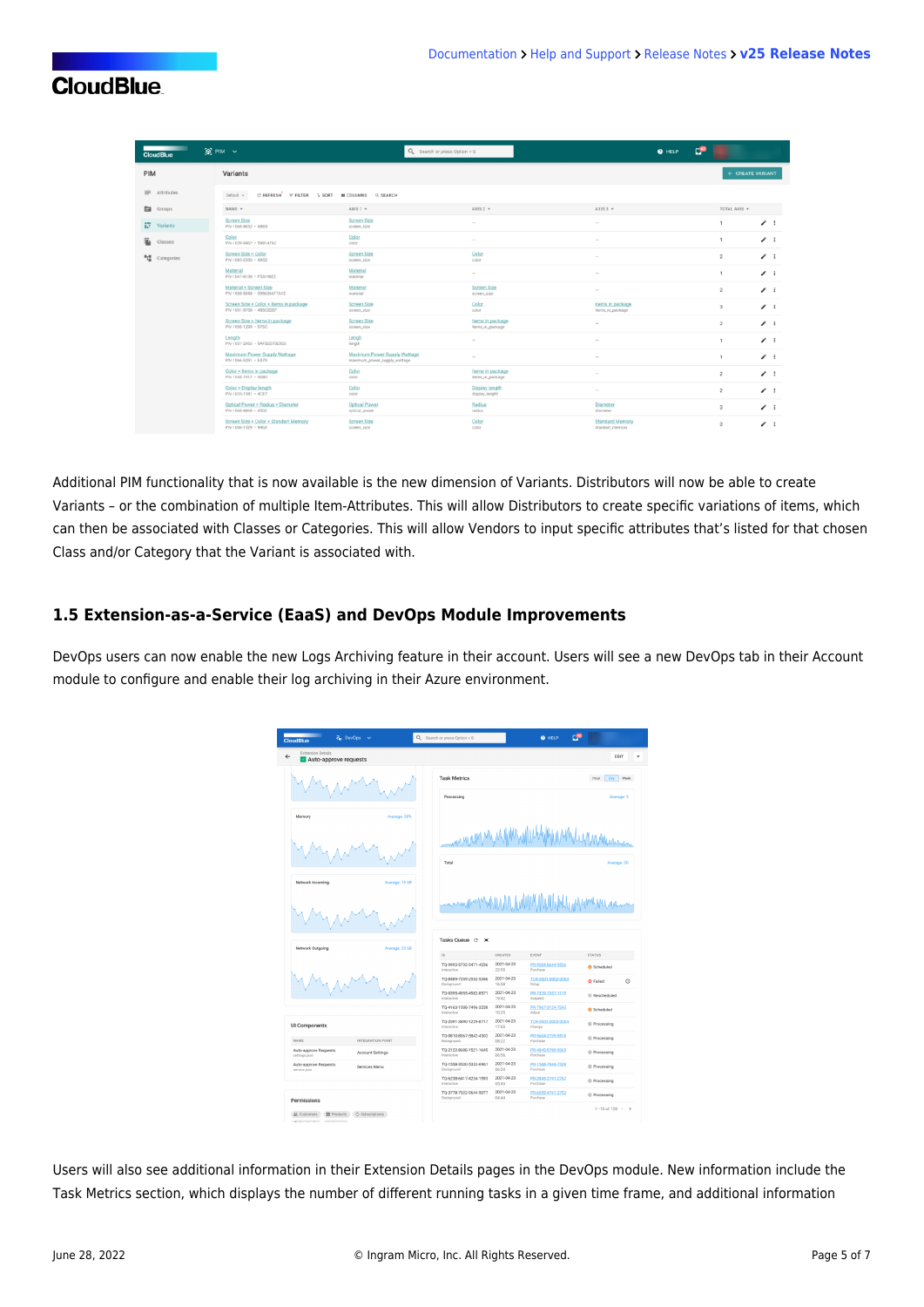Additional PIM functionality that is now available is the new dimension of Variants. Distributors will now be able to create Variants – or the combination of multiple Item-Attributes. This will allow Distributors to create specific variations of items, which can then be associated with Classes or Categories. This will allow Vendors to input specific attributes that's listed for that chosen Class and/or Category that the Variant is associated with.

### 1.5 Extension-as-a-Service (EaaS) and DevOps Module Improvements

DevOps users can now enable the new Logs Archiving feature in their account. Users will see a new DevOps tab in their Account module to configure and enable their log archiving in their Azure environment.

Users will also see additional information in their Extension Details pages in the DevOps module. New information include the Task Metrics section, which displays the number of different running tasks in a given time frame, and additional information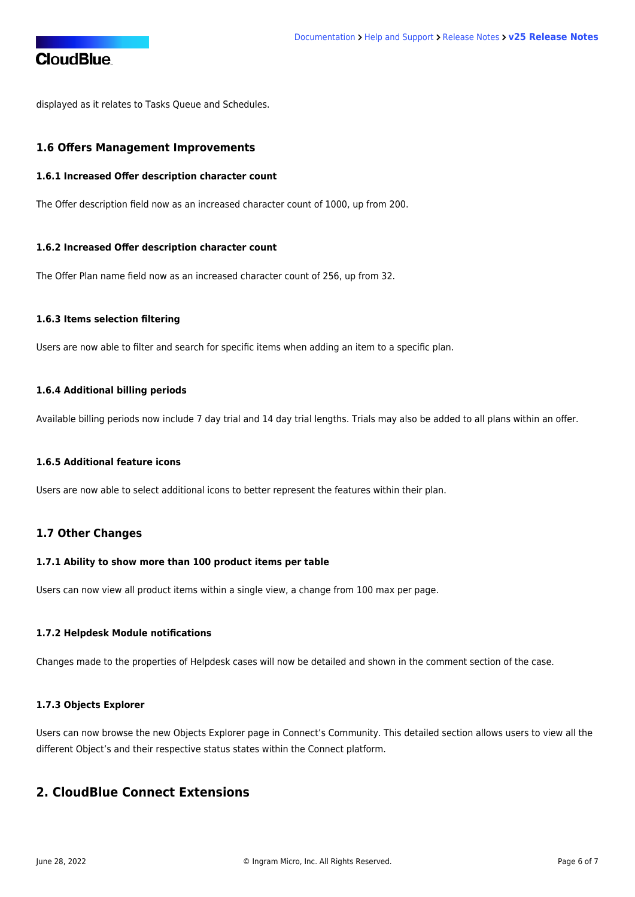displayed as it relates to Tasks Queue and Schedules.

## 1.6 Offers Management Improvements

### 1.6.1 Increased Offer description character count

The Offer description field now as an increased character count of 1000, up from 200.

### 1.6.2 Increased Offer description character count

The Offer Plan name field now as an increased character count of 256, up from 32.

### 1.6.3 Items selection filtering

Users are now able to filter and search for specific items when adding an item to a specific plan.

### 1.6.4 Additional billing periods

Available billing periods now include 7 day trial and 14 day trial lengths. Trials may also be added to all plans within an offer.

### 1.6.5 Additional feature icons

Users are now able to select additional icons to better represent the features within their plan.

## 1.7 Other Changes

### 1.7.1 Ability to show more than 100 product items per table

Users can now view all product items within a single view, a change from 100 max per page.

### 1.7.2 Helpdesk Module notifications

Changes made to the properties of Helpdesk cases will now be detailed and shown in the comment section of the case.

### 1.7.3 Objects Explorer

Users can now browse the new Objects Explorer page in Connect's Community. This detailed section allows users to view all the different Object's and their respective status states within the Connect platform.

# 2. CloudBlue Connect Extensions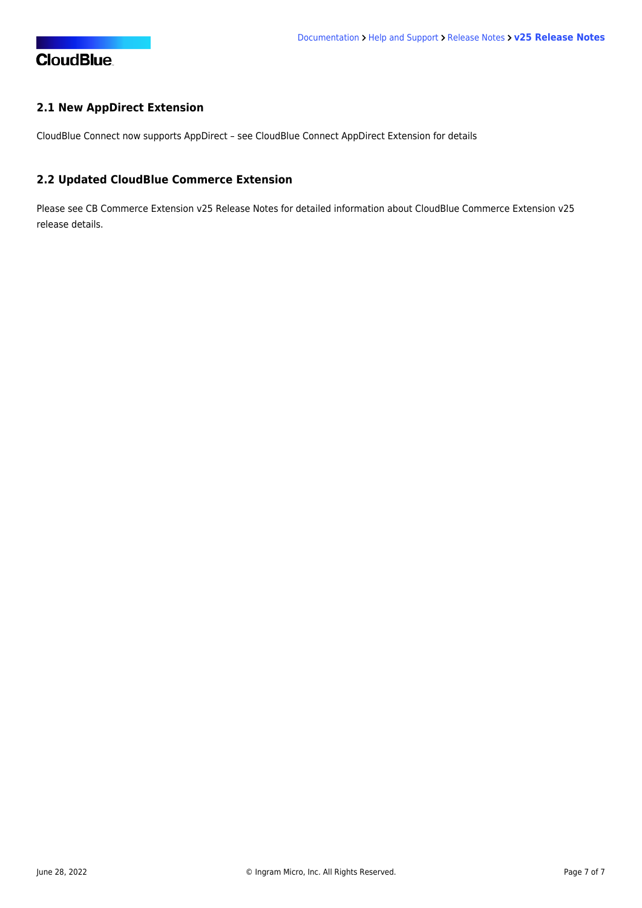### 2.1 New AppDirect Extension

CloudBlue Connect now supports AppDirect – see CloudBlue Connect AppDirect Extension for details

### 2.2 Updated CloudBlue Commerce Extension

Please see CB Commerce Extension v25 Release Notes for detailed information about CloudBlue Commerce Extension v25 release details.